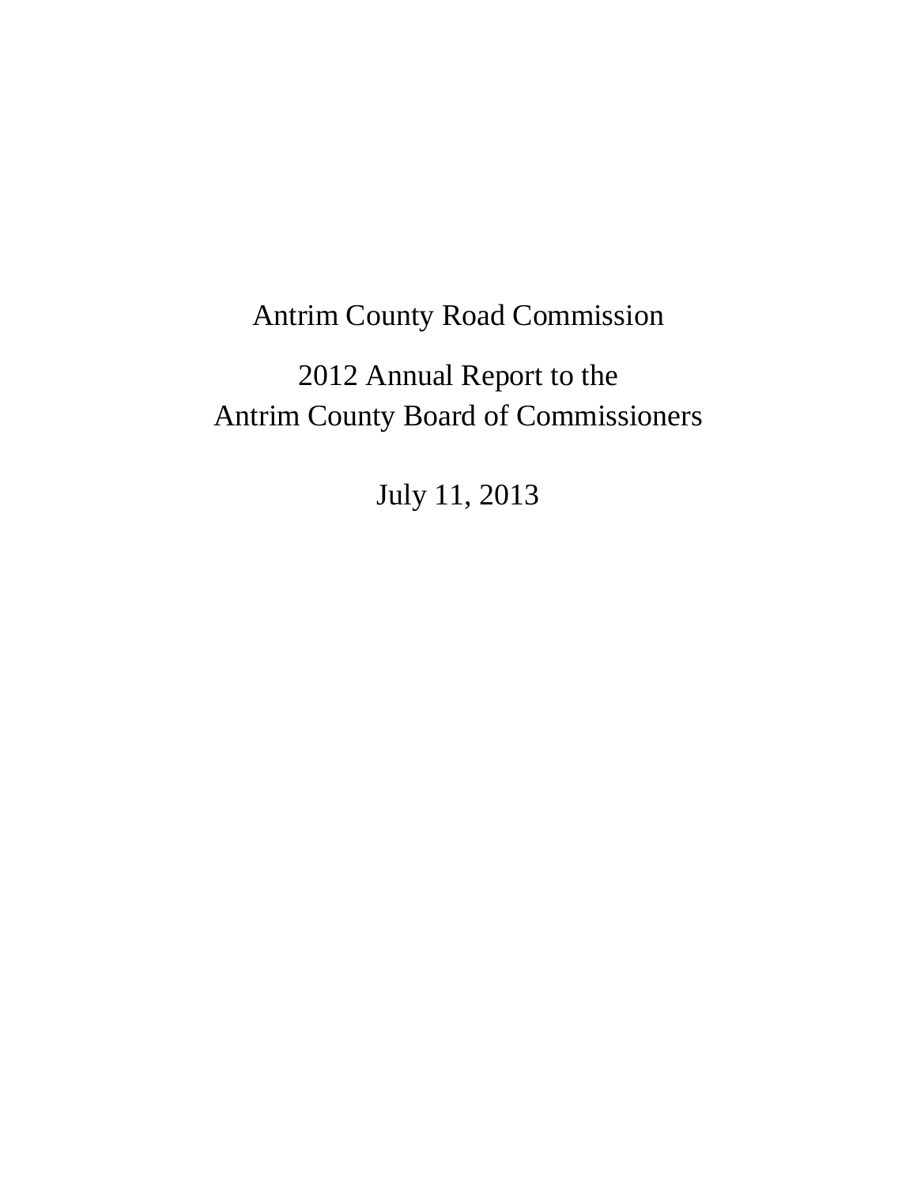# Antrim County Road Commission

## 2012 Annual Report to the Antrim County Board of Commissioners

July 11, 2013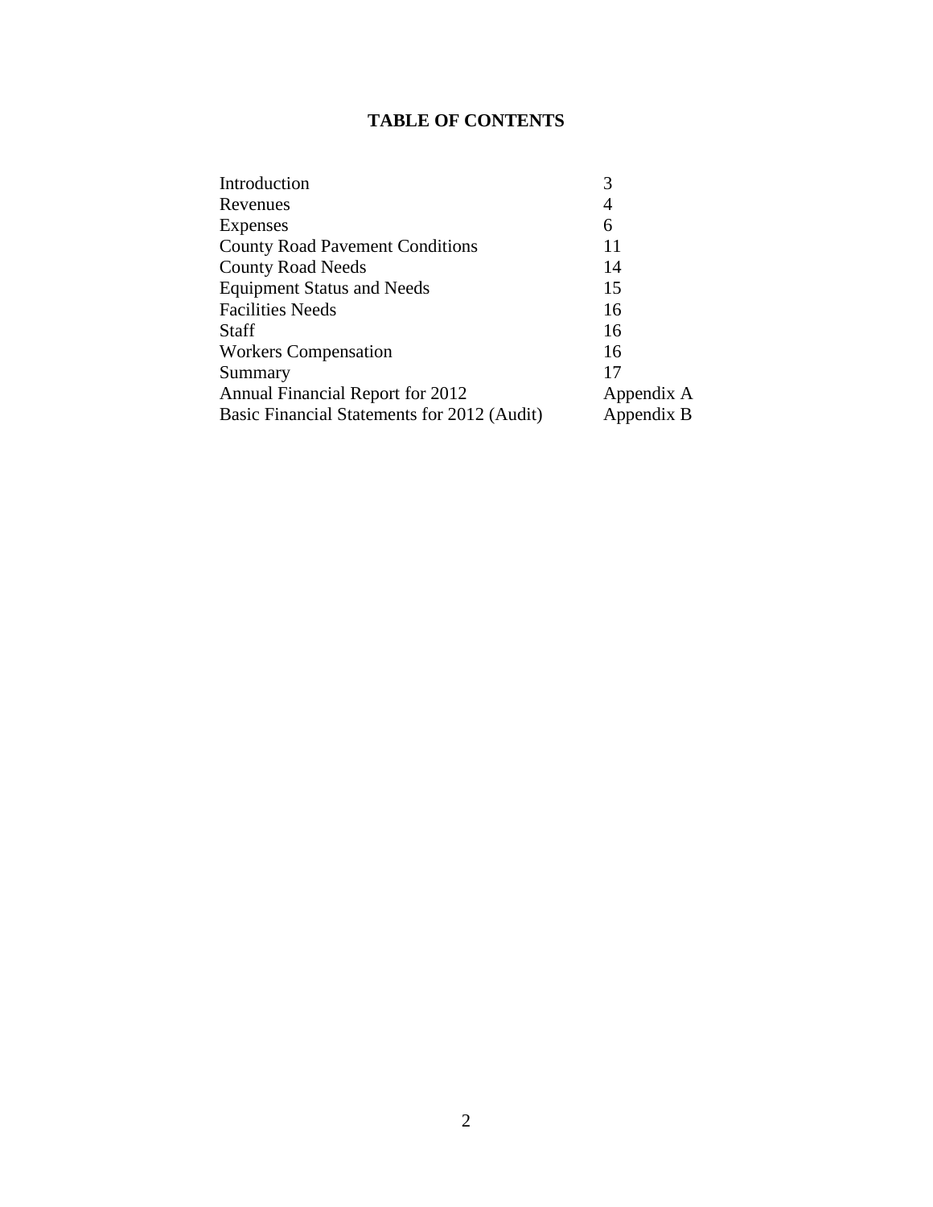# TABLE OF CONTENTS

| | |
|---|---|
| Introduction | 3 |
| Revenues | 4 |
| Expenses | 6 |
| County Road Pavement Conditions | 11 |
| County Road Needs | 14 |
| Equipment Status and Needs | 15 |
| Facilities Needs | 16 |
| Staff | 16 |
| Workers Compensation | 16 |
| Summary | 17 |
| Annual Financial Report for 2012 | Appendix A |
| Basic Financial Statements for 2012 (Audit) | Appendix B |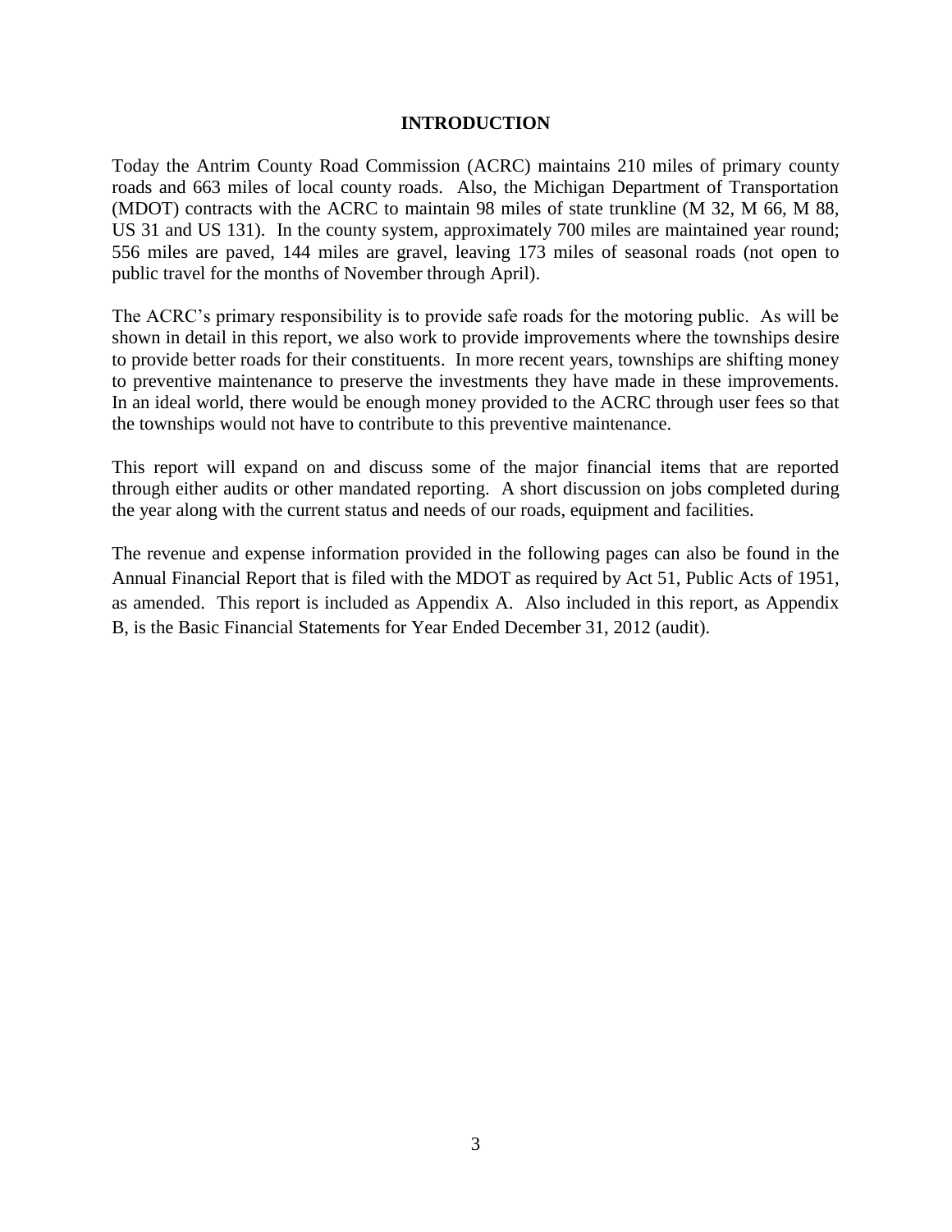# INTRODUCTION

Today the Antrim County Road Commission (ACRC) maintains 210 miles of primary county roads and 663 miles of local county roads. Also, the Michigan Department of Transportation (MDOT) contracts with the ACRC to maintain 98 miles of state trunkline (M 32, M 66, M 88, US 31 and US 131). In the county system, approximately 700 miles are maintained year round; 556 miles are paved, 144 miles are gravel, leaving 173 miles of seasonal roads (not open to public travel for the months of November through April).

The ACRC's primary responsibility is to provide safe roads for the motoring public. As will be shown in detail in this report, we also work to provide improvements where the townships desire to provide better roads for their constituents. In more recent years, townships are shifting money to preventive maintenance to preserve the investments they have made in these improvements. In an ideal world, there would be enough money provided to the ACRC through user fees so that the townships would not have to contribute to this preventive maintenance.

This report will expand on and discuss some of the major financial items that are reported through either audits or other mandated reporting. A short discussion on jobs completed during the year along with the current status and needs of our roads, equipment and facilities.

The revenue and expense information provided in the following pages can also be found in the Annual Financial Report that is filed with the MDOT as required by Act 51, Public Acts of 1951, as amended. This report is included as Appendix A. Also included in this report, as Appendix B, is the Basic Financial Statements for Year Ended December 31, 2012 (audit).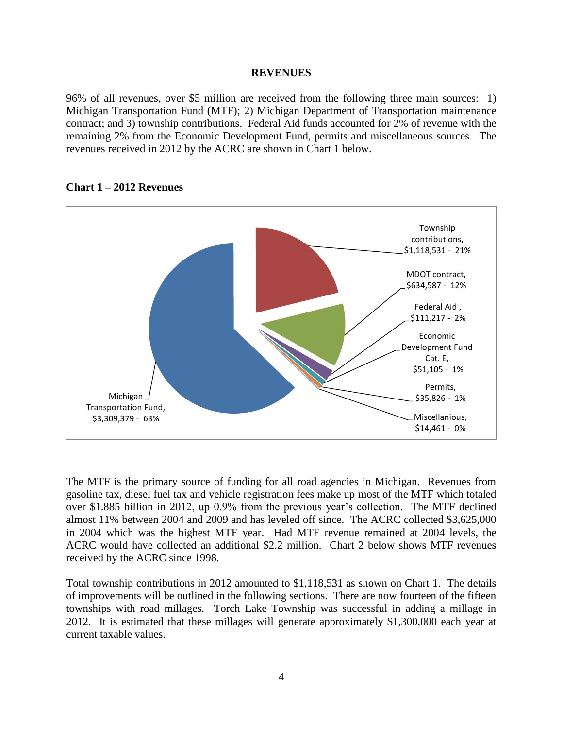## REVENUES

96% of all revenues, over $5 million are received from the following three main sources: 1) Michigan Transportation Fund (MTF); 2) Michigan Department of Transportation maintenance contract; and 3) township contributions. Federal Aid funds accounted for 2% of revenue with the remaining 2% from the Economic Development Fund, permits and miscellaneous sources. The revenues received in 2012 by the ACRC are shown in Chart 1 below.

**Chart 1 – 2012 Revenues**

Township contributions, $1,118,531 - 21%

MDOT contract, $634,587 - 12%

Federal Aid , $111,217 - 2%

Economic Development Fund Cat. E, $51,105 - 1%

Permits, $35,826 - 1%

Miscellanious, $14,461 - 0%

Michigan Transportation Fund, $3,309,379 - 63%

The MTF is the primary source of funding for all road agencies in Michigan. Revenues from gasoline tax, diesel fuel tax and vehicle registration fees make up most of the MTF which totaled over $1.885 billion in 2012, up 0.9% from the previous year's collection. The MTF declined almost 11% between 2004 and 2009 and has leveled off since. The ACRC collected $3,625,000 in 2004 which was the highest MTF year. Had MTF revenue remained at 2004 levels, the ACRC would have collected an additional $2.2 million. Chart 2 below shows MTF revenues received by the ACRC since 1998.

Total township contributions in 2012 amounted to $1,118,531 as shown on Chart 1. The details of improvements will be outlined in the following sections. There are now fourteen of the fifteen townships with road millages. Torch Lake Township was successful in adding a millage in 2012. It is estimated that these millages will generate approximately $1,300,000 each year at current taxable values.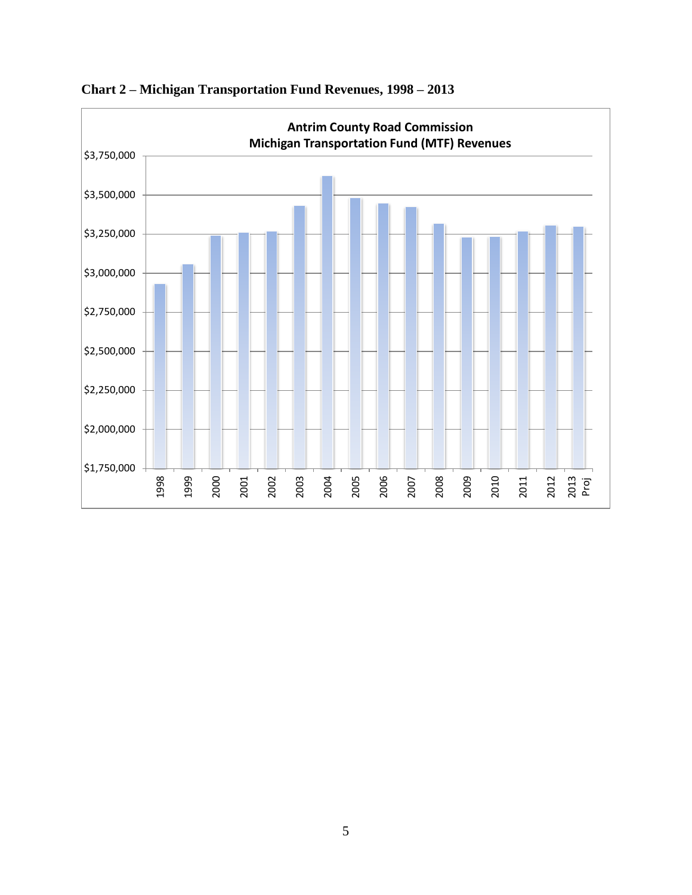**Chart 2 – Michigan Transportation Fund Revenues, 1998 – 2013**

**Antrim County Road Commission**
**Michigan Transportation Fund (MTF) Revenues**

$3,750,000
$3,500,000
$3,250,000
$3,000,000
$2,750,000
$2,500,000
$2,250,000
$2,000,000
$1,750,000

1998 1999 2000 2001 2002 2003 2004 2005 2006 2007 2008 2009 2010 2011 2012 2013 Proj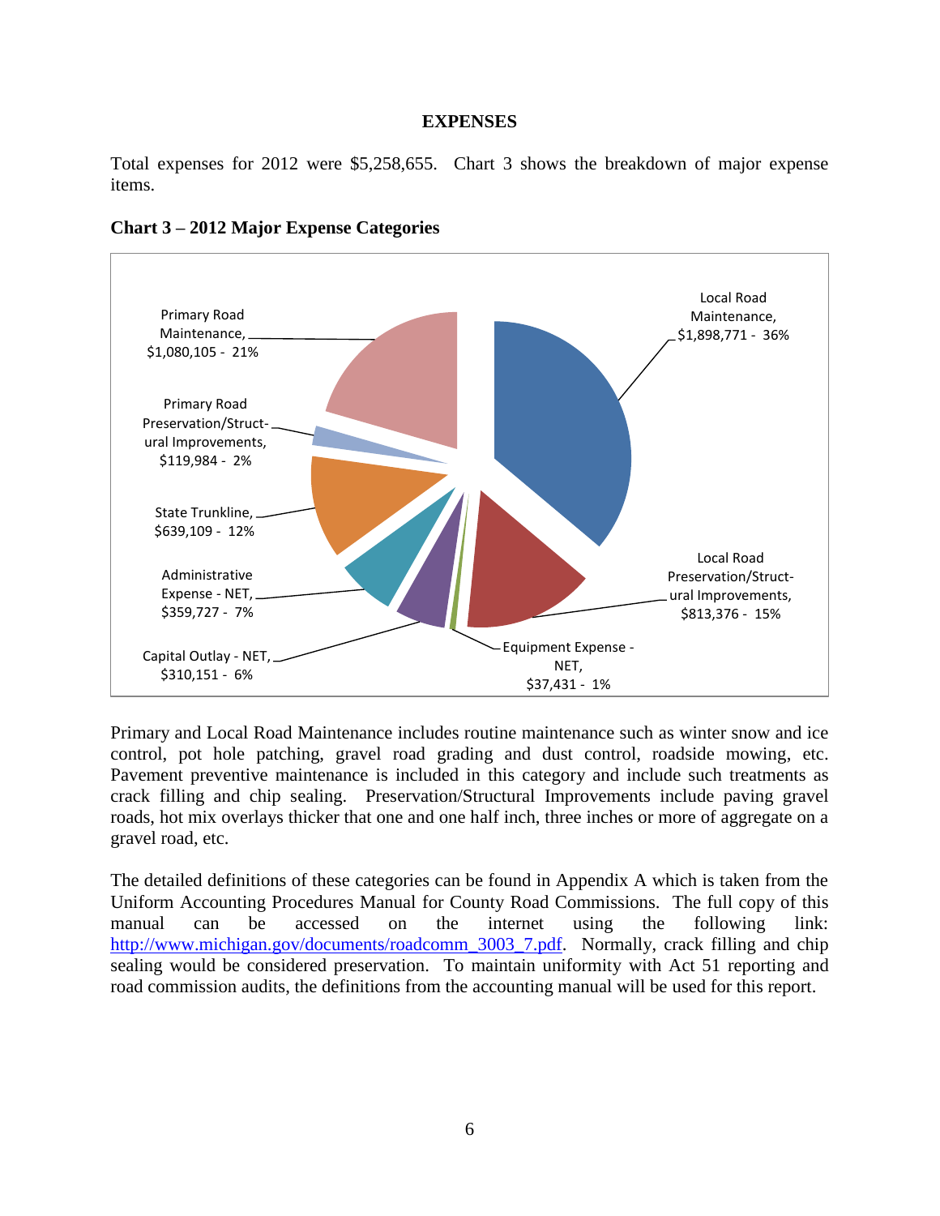**EXPENSES**

Total expenses for 2012 were $5,258,655. Chart 3 shows the breakdown of major expense items.

**Chart 3 – 2012 Major Expense Categories**

| Category | Amount | Percent |
|---|---|---|
| Local Road Maintenance | $1,898,771 | 36% |
| Local Road Preservation/Structural Improvements | $813,376 | 15% |
| Equipment Expense - NET | $37,431 | 1% |
| Capital Outlay - NET | $310,151 | 6% |
| Administrative Expense - NET | $359,727 | 7% |
| State Trunkline | $639,109 | 12% |
| Primary Road Preservation/Structural Improvements | $119,984 | 2% |
| Primary Road Maintenance | $1,080,105 | 21% |

Primary and Local Road Maintenance includes routine maintenance such as winter snow and ice control, pot hole patching, gravel road grading and dust control, roadside mowing, etc. Pavement preventive maintenance is included in this category and include such treatments as crack filling and chip sealing. Preservation/Structural Improvements include paving gravel roads, hot mix overlays thicker that one and one half inch, three inches or more of aggregate on a gravel road, etc.

The detailed definitions of these categories can be found in Appendix A which is taken from the Uniform Accounting Procedures Manual for County Road Commissions. The full copy of this manual can be accessed on the internet using the following link: http://www.michigan.gov/documents/roadcomm_3003_7.pdf. Normally, crack filling and chip sealing would be considered preservation. To maintain uniformity with Act 51 reporting and road commission audits, the definitions from the accounting manual will be used for this report.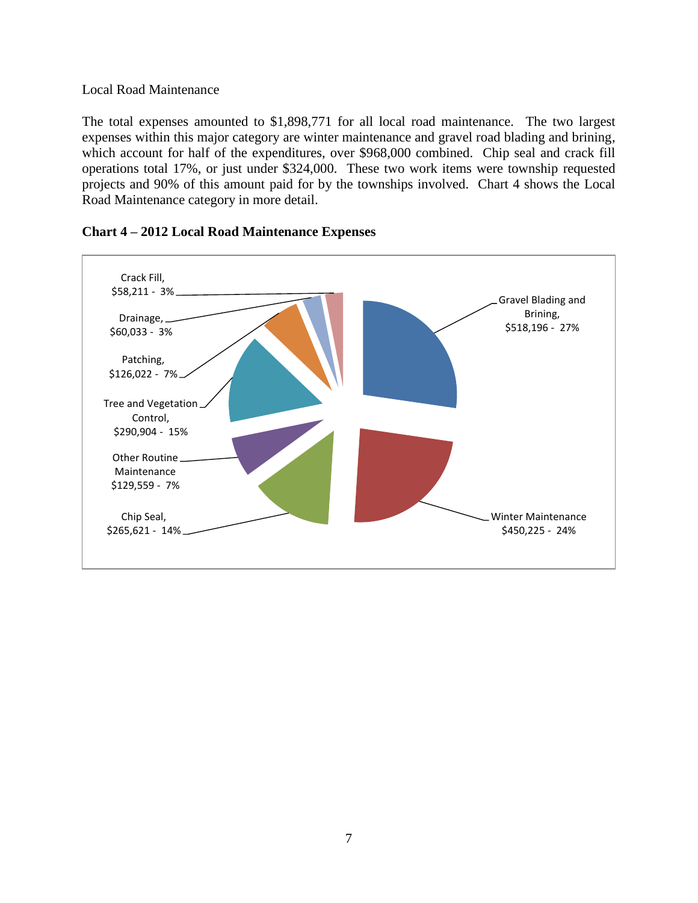Local Road Maintenance

The total expenses amounted to $1,898,771 for all local road maintenance. The two largest expenses within this major category are winter maintenance and gravel road blading and brining, which account for half of the expenditures, over $968,000 combined. Chip seal and crack fill operations total 17%, or just under $324,000. These two work items were township requested projects and 90% of this amount paid for by the townships involved. Chart 4 shows the Local Road Maintenance category in more detail.

**Chart 4 – 2012 Local Road Maintenance Expenses**

| Category | Amount | Percent |
|---|---|---|
| Gravel Blading and Brining | $518,196 | 27% |
| Winter Maintenance | $450,225 | 24% |
| Chip Seal | $265,621 | 14% |
| Other Routine Maintenance | $129,559 | 7% |
| Tree and Vegetation Control | $290,904 | 15% |
| Patching | $126,022 | 7% |
| Drainage | $60,033 | 3% |
| Crack Fill | $58,211 | 3% |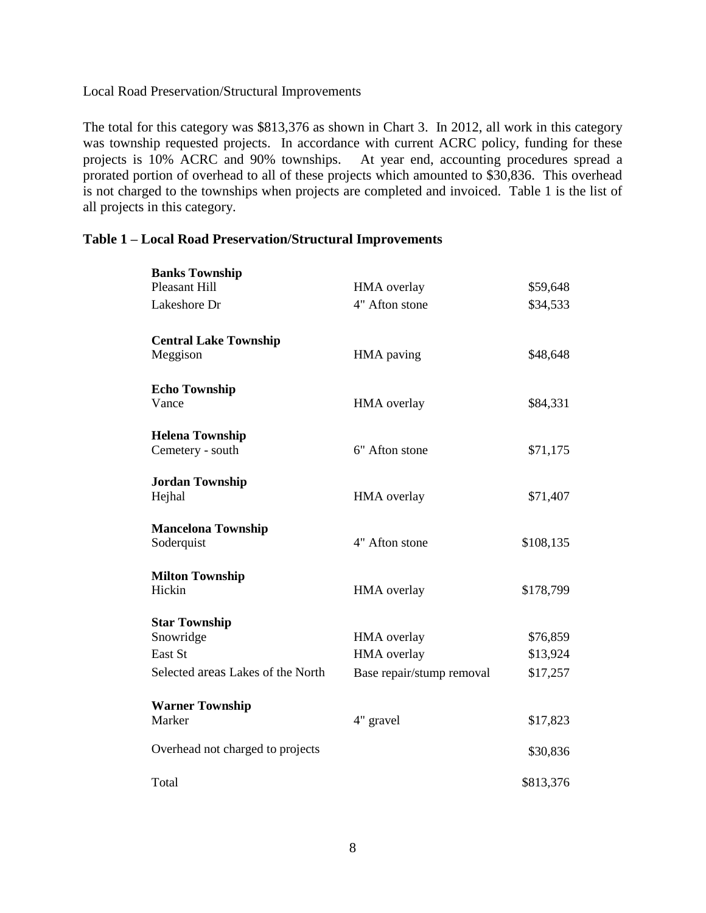Local Road Preservation/Structural Improvements

The total for this category was $813,376 as shown in Chart 3. In 2012, all work in this category was township requested projects. In accordance with current ACRC policy, funding for these projects is 10% ACRC and 90% townships. At year end, accounting procedures spread a prorated portion of overhead to all of these projects which amounted to $30,836. This overhead is not charged to the townships when projects are completed and invoiced. Table 1 is the list of all projects in this category.

### Table 1 – Local Road Preservation/Structural Improvements

| | | |
|---|---|---|
| **Banks Township** | | |
| Pleasant Hill | HMA overlay | $59,648 |
| Lakeshore Dr | 4" Afton stone | $34,533 |
| **Central Lake Township** | | |
| Meggison | HMA paving | $48,648 |
| **Echo Township** | | |
| Vance | HMA overlay | $84,331 |
| **Helena Township** | | |
| Cemetery - south | 6" Afton stone | $71,175 |
| **Jordan Township** | | |
| Hejhal | HMA overlay | $71,407 |
| **Mancelona Township** | | |
| Soderquist | 4" Afton stone | $108,135 |
| **Milton Township** | | |
| Hickin | HMA overlay | $178,799 |
| **Star Township** | | |
| Snowridge | HMA overlay | $76,859 |
| East St | HMA overlay | $13,924 |
| Selected areas Lakes of the North | Base repair/stump removal | $17,257 |
| **Warner Township** | | |
| Marker | 4" gravel | $17,823 |
| Overhead not charged to projects | | $30,836 |
| Total | | $813,376 |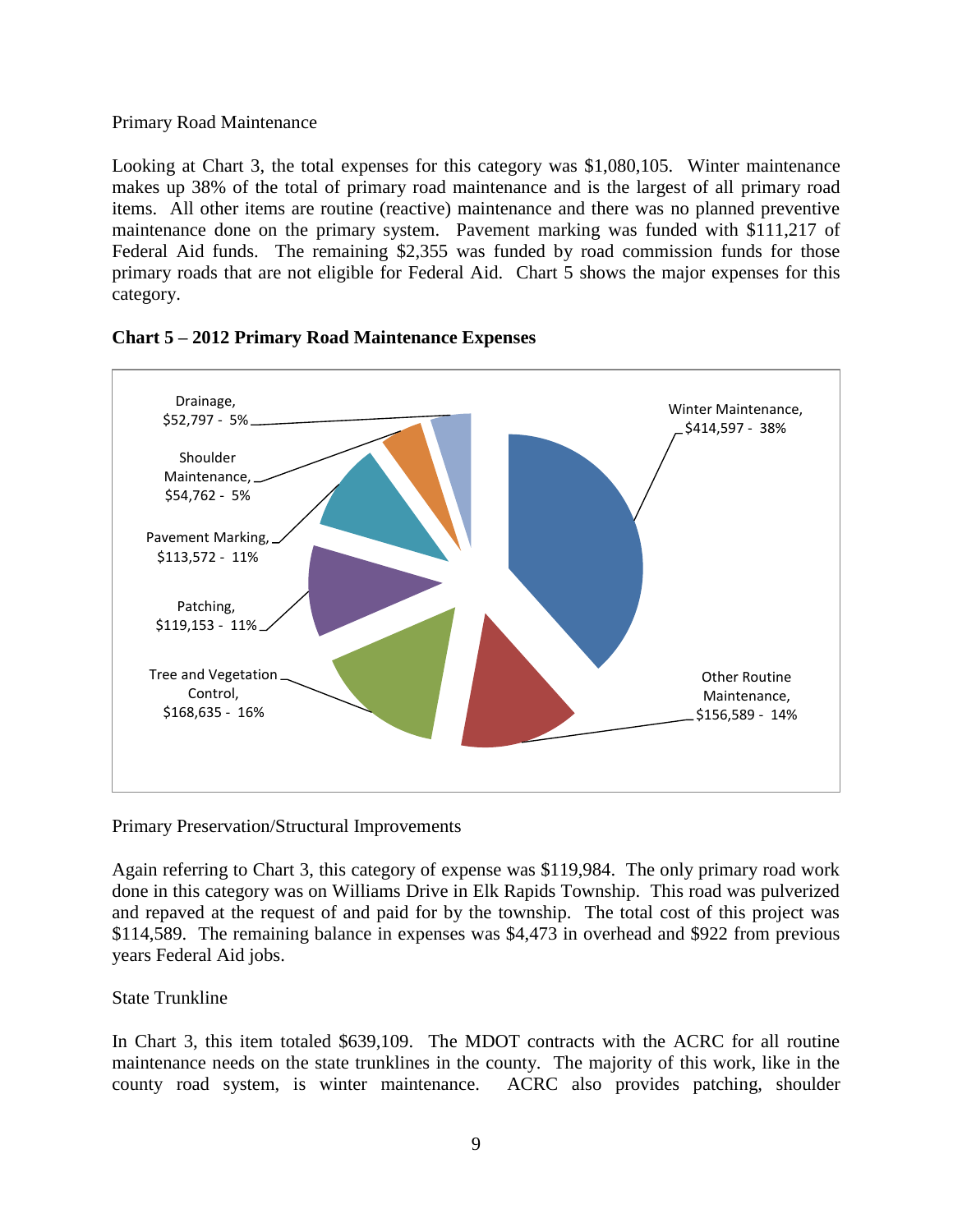Primary Road Maintenance

Looking at Chart 3, the total expenses for this category was $1,080,105. Winter maintenance makes up 38% of the total of primary road maintenance and is the largest of all primary road items. All other items are routine (reactive) maintenance and there was no planned preventive maintenance done on the primary system. Pavement marking was funded with $111,217 of Federal Aid funds. The remaining $2,355 was funded by road commission funds for those primary roads that are not eligible for Federal Aid. Chart 5 shows the major expenses for this category.

**Chart 5 – 2012 Primary Road Maintenance Expenses**

Winter Maintenance, $414,597 - 38%

Other Routine Maintenance, $156,589 - 14%

Tree and Vegetation Control, $168,635 - 16%

Patching, $119,153 - 11%

Pavement Marking, $113,572 - 11%

Shoulder Maintenance, $54,762 - 5%

Drainage, $52,797 - 5%

Primary Preservation/Structural Improvements

Again referring to Chart 3, this category of expense was $119,984. The only primary road work done in this category was on Williams Drive in Elk Rapids Township. This road was pulverized and repaved at the request of and paid for by the township. The total cost of this project was $114,589. The remaining balance in expenses was $4,473 in overhead and $922 from previous years Federal Aid jobs.

State Trunkline

In Chart 3, this item totaled $639,109. The MDOT contracts with the ACRC for all routine maintenance needs on the state trunklines in the county. The majority of this work, like in the county road system, is winter maintenance. ACRC also provides patching, shoulder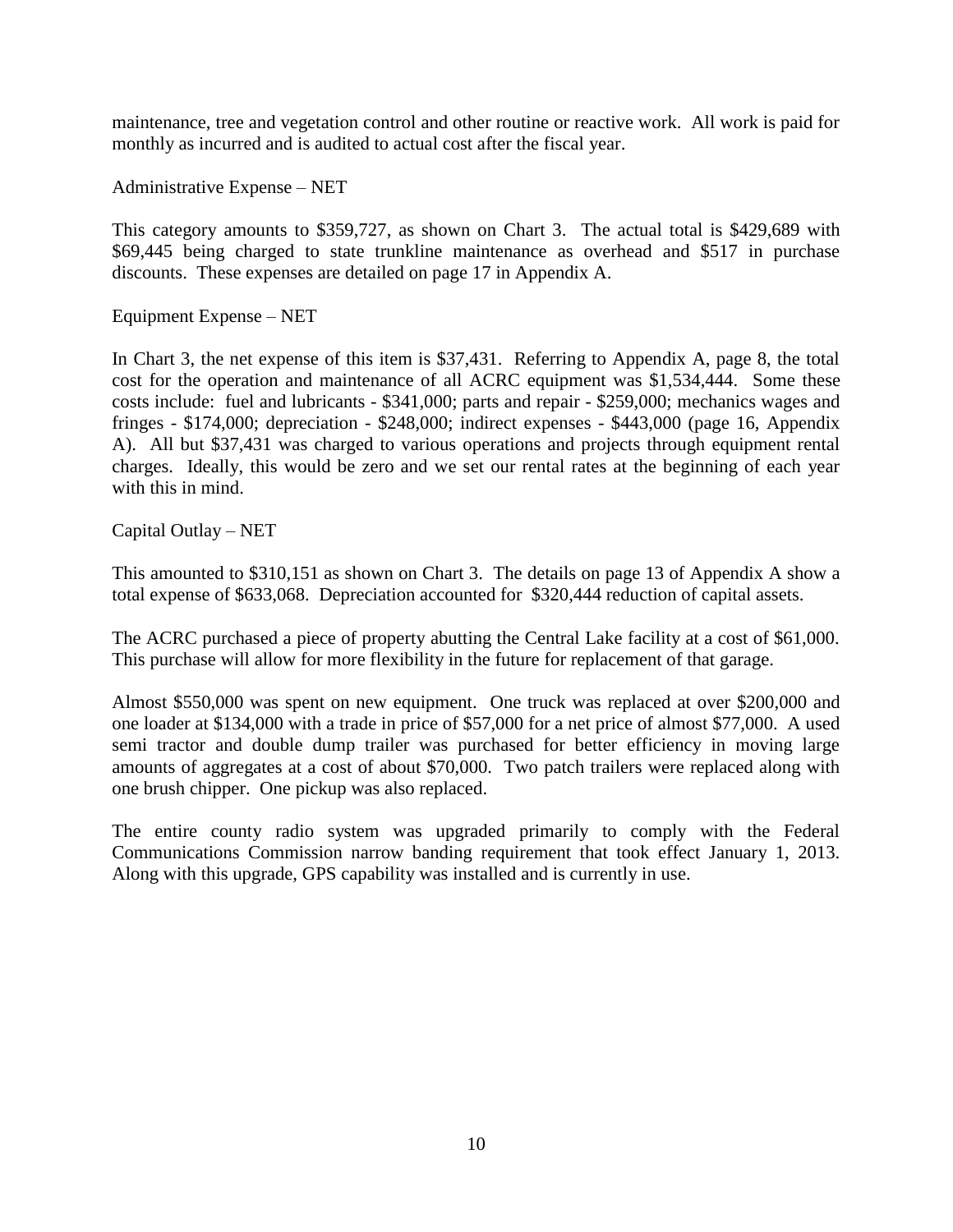maintenance, tree and vegetation control and other routine or reactive work. All work is paid for monthly as incurred and is audited to actual cost after the fiscal year.

Administrative Expense – NET

This category amounts to $359,727, as shown on Chart 3. The actual total is $429,689 with $69,445 being charged to state trunkline maintenance as overhead and $517 in purchase discounts. These expenses are detailed on page 17 in Appendix A.

Equipment Expense – NET

In Chart 3, the net expense of this item is $37,431. Referring to Appendix A, page 8, the total cost for the operation and maintenance of all ACRC equipment was $1,534,444. Some these costs include: fuel and lubricants - $341,000; parts and repair - $259,000; mechanics wages and fringes - $174,000; depreciation - $248,000; indirect expenses - $443,000 (page 16, Appendix A). All but $37,431 was charged to various operations and projects through equipment rental charges. Ideally, this would be zero and we set our rental rates at the beginning of each year with this in mind.

Capital Outlay – NET

This amounted to $310,151 as shown on Chart 3. The details on page 13 of Appendix A show a total expense of $633,068. Depreciation accounted for $320,444 reduction of capital assets.

The ACRC purchased a piece of property abutting the Central Lake facility at a cost of $61,000. This purchase will allow for more flexibility in the future for replacement of that garage.

Almost $550,000 was spent on new equipment. One truck was replaced at over $200,000 and one loader at $134,000 with a trade in price of $57,000 for a net price of almost $77,000. A used semi tractor and double dump trailer was purchased for better efficiency in moving large amounts of aggregates at a cost of about $70,000. Two patch trailers were replaced along with one brush chipper. One pickup was also replaced.

The entire county radio system was upgraded primarily to comply with the Federal Communications Commission narrow banding requirement that took effect January 1, 2013. Along with this upgrade, GPS capability was installed and is currently in use.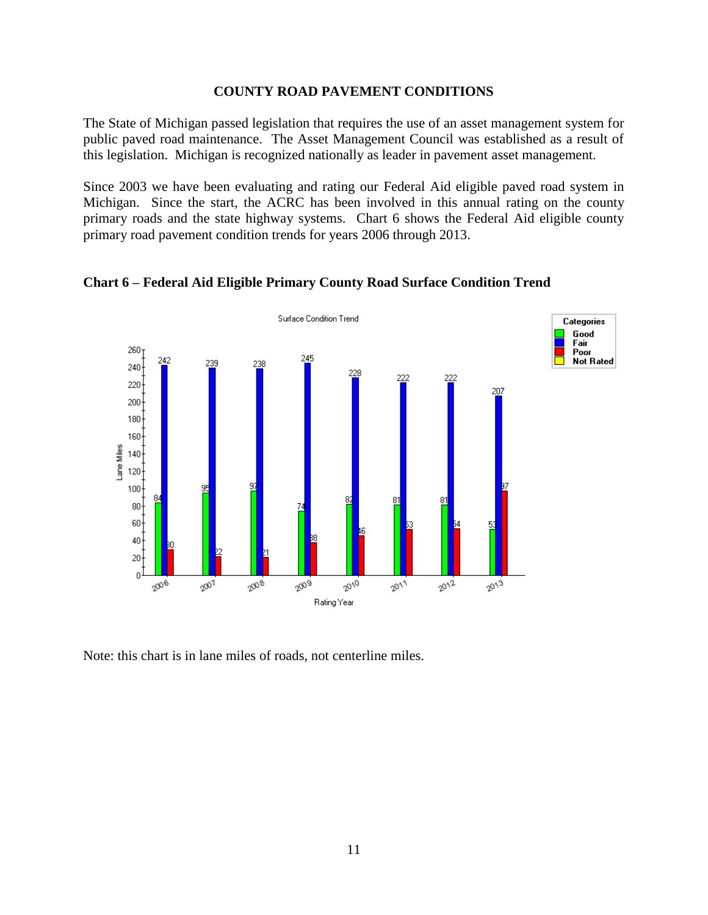**COUNTY ROAD PAVEMENT CONDITIONS**

The State of Michigan passed legislation that requires the use of an asset management system for public paved road maintenance. The Asset Management Council was established as a result of this legislation. Michigan is recognized nationally as leader in pavement asset management.

Since 2003 we have been evaluating and rating our Federal Aid eligible paved road system in Michigan. Since the start, the ACRC has been involved in this annual rating on the county primary roads and the state highway systems. Chart 6 shows the Federal Aid eligible county primary road pavement condition trends for years 2006 through 2013.

**Chart 6 – Federal Aid Eligible Primary County Road Surface Condition Trend**

Surface Condition Trend

| Rating Year | Good | Fair | Poor |
|---|---|---|---|
| 2006 | 84 | 242 | 30 |
| 2007 | 95 | 239 | 22 |
| 2008 | 97 | 238 | 21 |
| 2009 | 74 | 245 | 38 |
| 2010 | 82 | 228 | 46 |
| 2011 | 81 | 222 | 53 |
| 2012 | 81 | 222 | 54 |
| 2013 | 53 | 207 | 97 |

Categories: Good, Fair, Poor, Not Rated. Y-axis: Lane Miles. X-axis: Rating Year.

Note: this chart is in lane miles of roads, not centerline miles.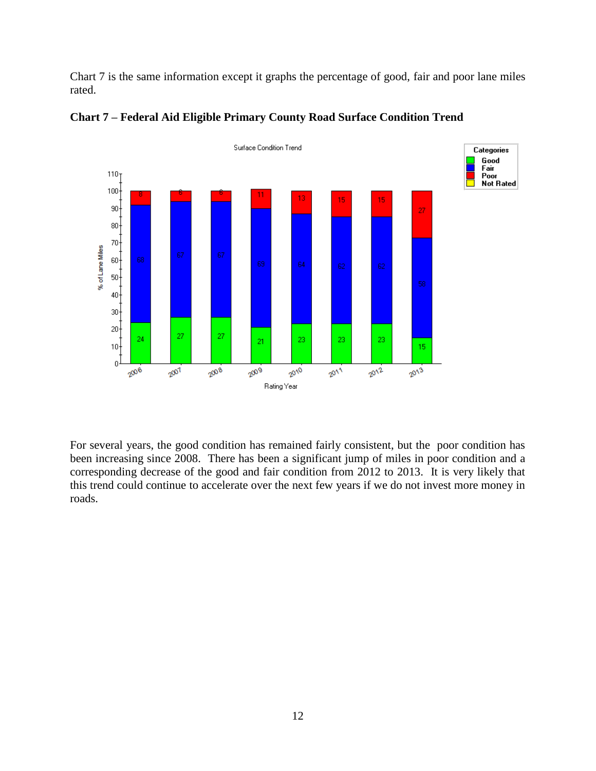Chart 7 is the same information except it graphs the percentage of good, fair and poor lane miles rated.

**Chart 7 – Federal Aid Eligible Primary County Road Surface Condition Trend**

For several years, the good condition has remained fairly consistent, but the poor condition has been increasing since 2008. There has been a significant jump of miles in poor condition and a corresponding decrease of the good and fair condition from 2012 to 2013. It is very likely that this trend could continue to accelerate over the next few years if we do not invest more money in roads.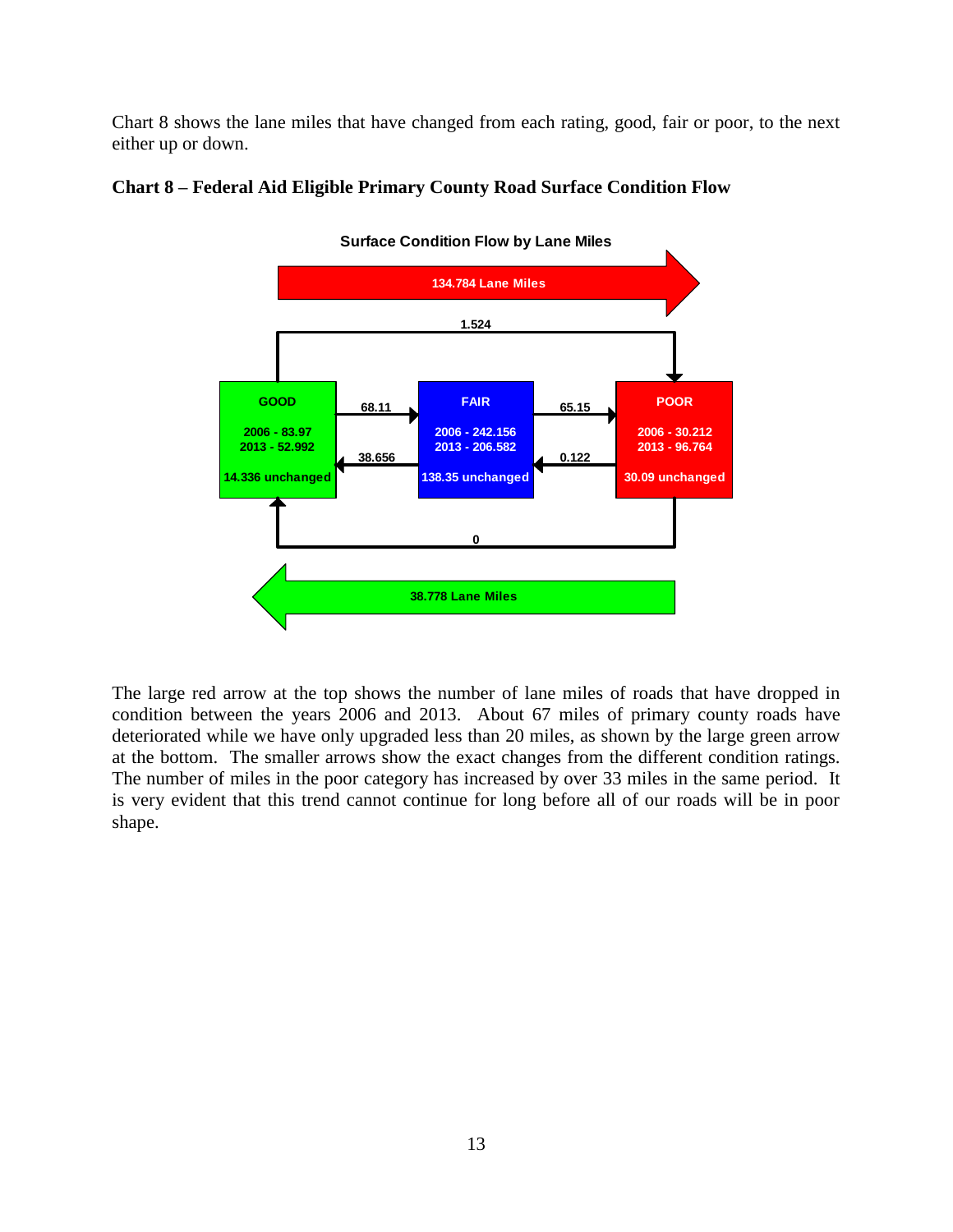Chart 8 shows the lane miles that have changed from each rating, good, fair or poor, to the next either up or down.

**Chart 8 – Federal Aid Eligible Primary County Road Surface Condition Flow**

**Surface Condition Flow by Lane Miles**

134.784 Lane Miles

1.524

| GOOD | | FAIR | | POOR |
|---|---|---|---|---|
| 2006 - 83.97 | 68.11 → | 2006 - 242.156 | 65.15 → | 2006 - 30.212 |
| 2013 - 52.992 | ← 38.656 | 2013 - 206.582 | ← 0.122 | 2013 - 96.764 |
| 14.336 unchanged | | 138.35 unchanged | | 30.09 unchanged |

0

38.778 Lane Miles

The large red arrow at the top shows the number of lane miles of roads that have dropped in condition between the years 2006 and 2013. About 67 miles of primary county roads have deteriorated while we have only upgraded less than 20 miles, as shown by the large green arrow at the bottom. The smaller arrows show the exact changes from the different condition ratings. The number of miles in the poor category has increased by over 33 miles in the same period. It is very evident that this trend cannot continue for long before all of our roads will be in poor shape.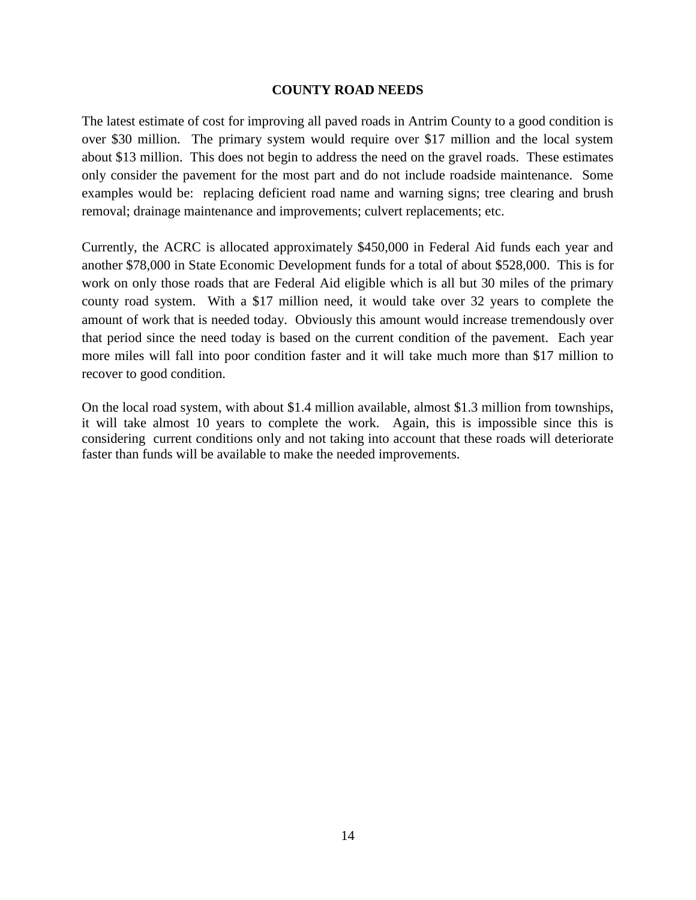## COUNTY ROAD NEEDS

The latest estimate of cost for improving all paved roads in Antrim County to a good condition is over $30 million. The primary system would require over $17 million and the local system about $13 million. This does not begin to address the need on the gravel roads. These estimates only consider the pavement for the most part and do not include roadside maintenance. Some examples would be: replacing deficient road name and warning signs; tree clearing and brush removal; drainage maintenance and improvements; culvert replacements; etc.

Currently, the ACRC is allocated approximately $450,000 in Federal Aid funds each year and another $78,000 in State Economic Development funds for a total of about $528,000. This is for work on only those roads that are Federal Aid eligible which is all but 30 miles of the primary county road system. With a $17 million need, it would take over 32 years to complete the amount of work that is needed today. Obviously this amount would increase tremendously over that period since the need today is based on the current condition of the pavement. Each year more miles will fall into poor condition faster and it will take much more than $17 million to recover to good condition.

On the local road system, with about $1.4 million available, almost $1.3 million from townships, it will take almost 10 years to complete the work. Again, this is impossible since this is considering current conditions only and not taking into account that these roads will deteriorate faster than funds will be available to make the needed improvements.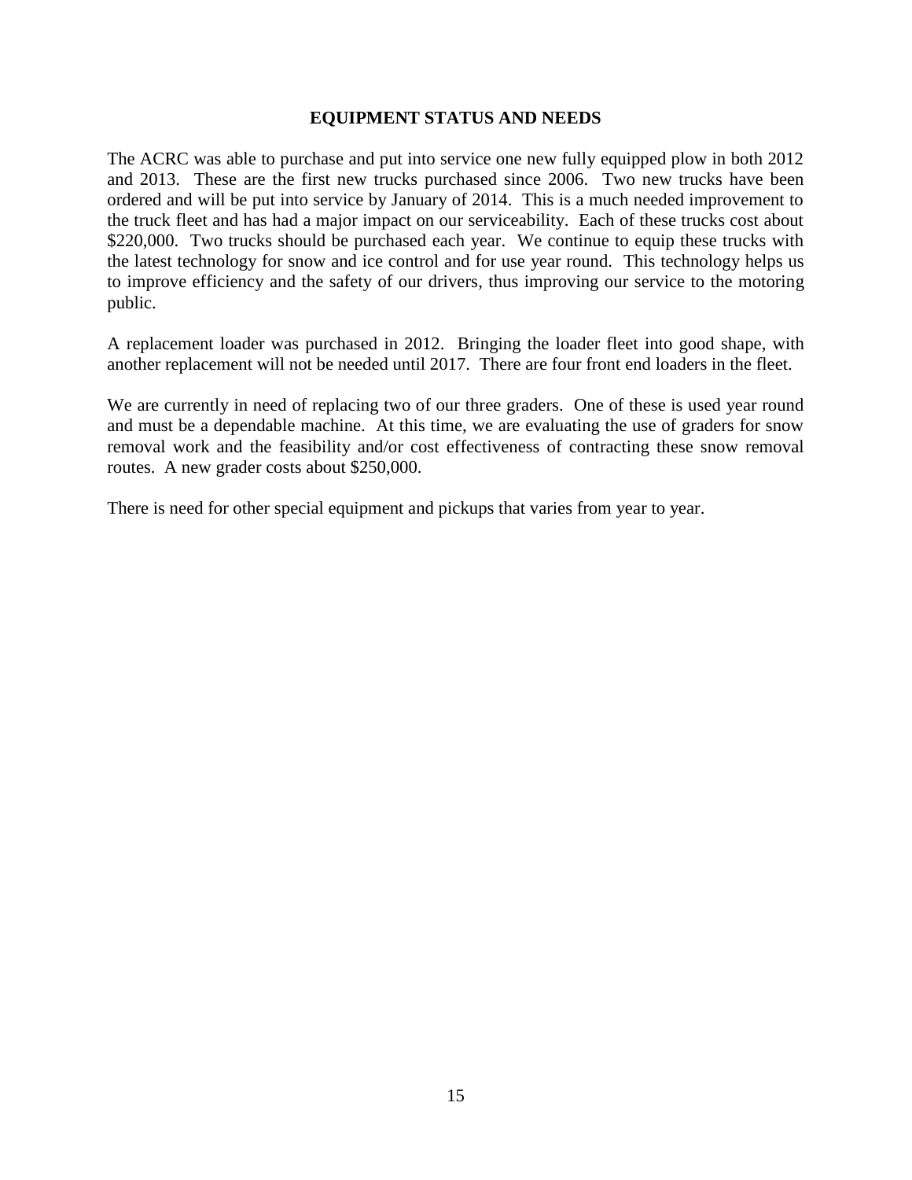## EQUIPMENT STATUS AND NEEDS

The ACRC was able to purchase and put into service one new fully equipped plow in both 2012 and 2013. These are the first new trucks purchased since 2006. Two new trucks have been ordered and will be put into service by January of 2014. This is a much needed improvement to the truck fleet and has had a major impact on our serviceability. Each of these trucks cost about $220,000. Two trucks should be purchased each year. We continue to equip these trucks with the latest technology for snow and ice control and for use year round. This technology helps us to improve efficiency and the safety of our drivers, thus improving our service to the motoring public.

A replacement loader was purchased in 2012. Bringing the loader fleet into good shape, with another replacement will not be needed until 2017. There are four front end loaders in the fleet.

We are currently in need of replacing two of our three graders. One of these is used year round and must be a dependable machine. At this time, we are evaluating the use of graders for snow removal work and the feasibility and/or cost effectiveness of contracting these snow removal routes. A new grader costs about $250,000.

There is need for other special equipment and pickups that varies from year to year.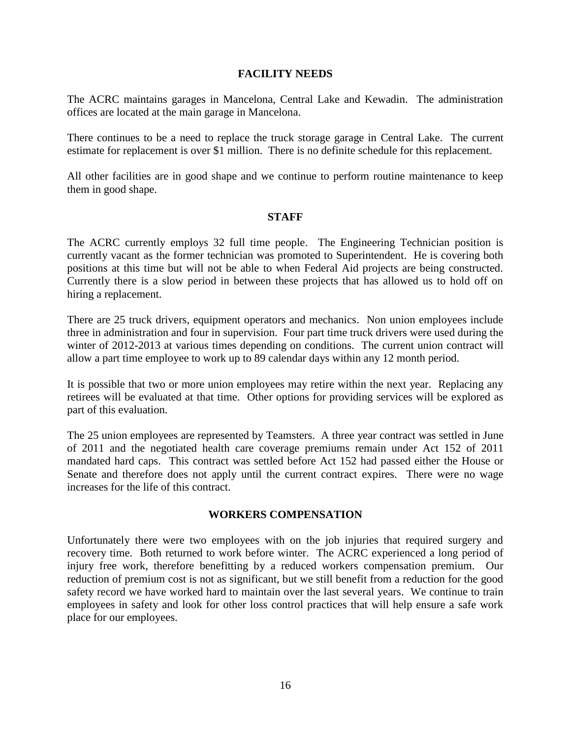## FACILITY NEEDS

The ACRC maintains garages in Mancelona, Central Lake and Kewadin. The administration offices are located at the main garage in Mancelona.

There continues to be a need to replace the truck storage garage in Central Lake. The current estimate for replacement is over $1 million. There is no definite schedule for this replacement.

All other facilities are in good shape and we continue to perform routine maintenance to keep them in good shape.

## STAFF

The ACRC currently employs 32 full time people. The Engineering Technician position is currently vacant as the former technician was promoted to Superintendent. He is covering both positions at this time but will not be able to when Federal Aid projects are being constructed. Currently there is a slow period in between these projects that has allowed us to hold off on hiring a replacement.

There are 25 truck drivers, equipment operators and mechanics. Non union employees include three in administration and four in supervision. Four part time truck drivers were used during the winter of 2012-2013 at various times depending on conditions. The current union contract will allow a part time employee to work up to 89 calendar days within any 12 month period.

It is possible that two or more union employees may retire within the next year. Replacing any retirees will be evaluated at that time. Other options for providing services will be explored as part of this evaluation.

The 25 union employees are represented by Teamsters. A three year contract was settled in June of 2011 and the negotiated health care coverage premiums remain under Act 152 of 2011 mandated hard caps. This contract was settled before Act 152 had passed either the House or Senate and therefore does not apply until the current contract expires. There were no wage increases for the life of this contract.

## WORKERS COMPENSATION

Unfortunately there were two employees with on the job injuries that required surgery and recovery time. Both returned to work before winter. The ACRC experienced a long period of injury free work, therefore benefitting by a reduced workers compensation premium. Our reduction of premium cost is not as significant, but we still benefit from a reduction for the good safety record we have worked hard to maintain over the last several years. We continue to train employees in safety and look for other loss control practices that will help ensure a safe work place for our employees.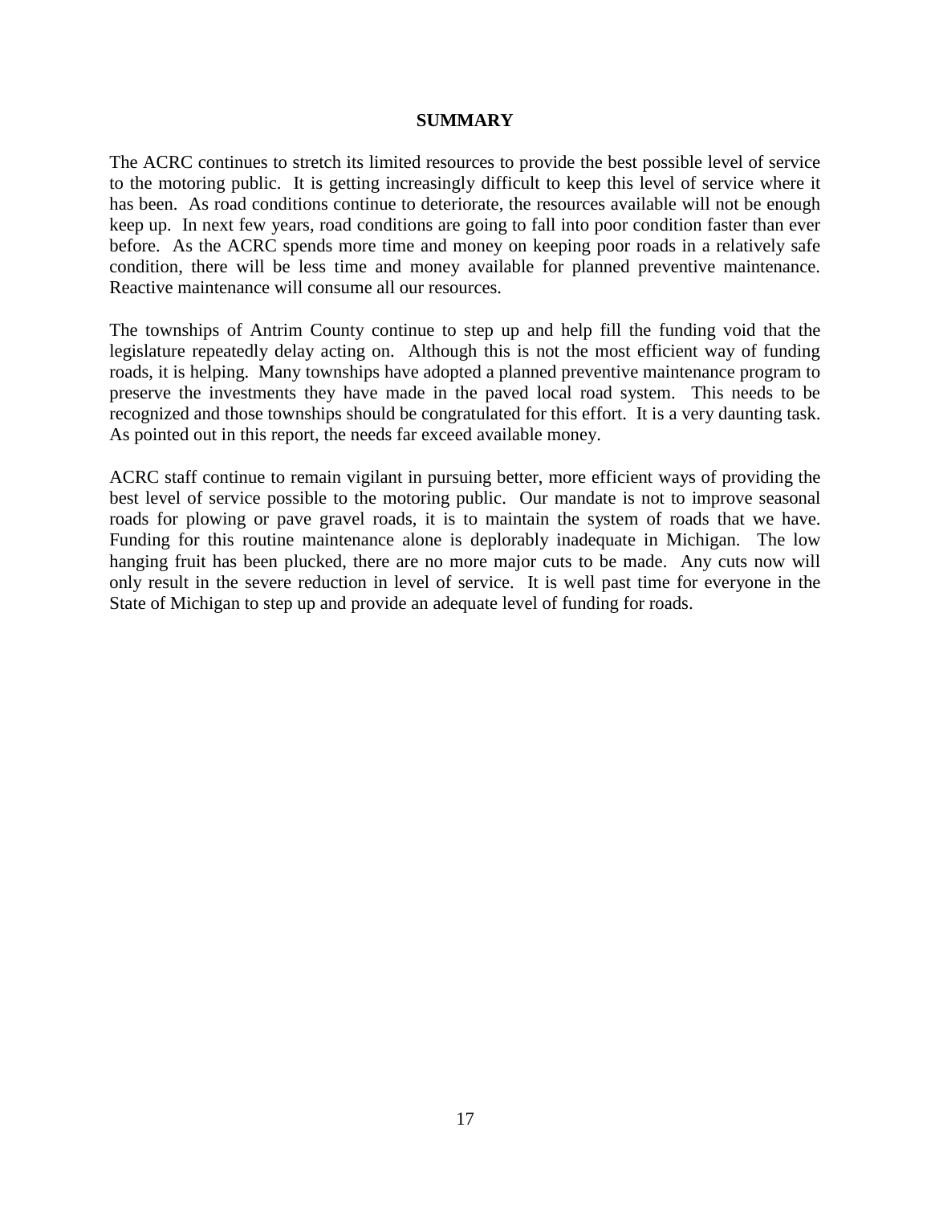# SUMMARY

The ACRC continues to stretch its limited resources to provide the best possible level of service to the motoring public. It is getting increasingly difficult to keep this level of service where it has been. As road conditions continue to deteriorate, the resources available will not be enough keep up. In next few years, road conditions are going to fall into poor condition faster than ever before. As the ACRC spends more time and money on keeping poor roads in a relatively safe condition, there will be less time and money available for planned preventive maintenance. Reactive maintenance will consume all our resources.

The townships of Antrim County continue to step up and help fill the funding void that the legislature repeatedly delay acting on. Although this is not the most efficient way of funding roads, it is helping. Many townships have adopted a planned preventive maintenance program to preserve the investments they have made in the paved local road system. This needs to be recognized and those townships should be congratulated for this effort. It is a very daunting task. As pointed out in this report, the needs far exceed available money.

ACRC staff continue to remain vigilant in pursuing better, more efficient ways of providing the best level of service possible to the motoring public. Our mandate is not to improve seasonal roads for plowing or pave gravel roads, it is to maintain the system of roads that we have. Funding for this routine maintenance alone is deplorably inadequate in Michigan. The low hanging fruit has been plucked, there are no more major cuts to be made. Any cuts now will only result in the severe reduction in level of service. It is well past time for everyone in the State of Michigan to step up and provide an adequate level of funding for roads.